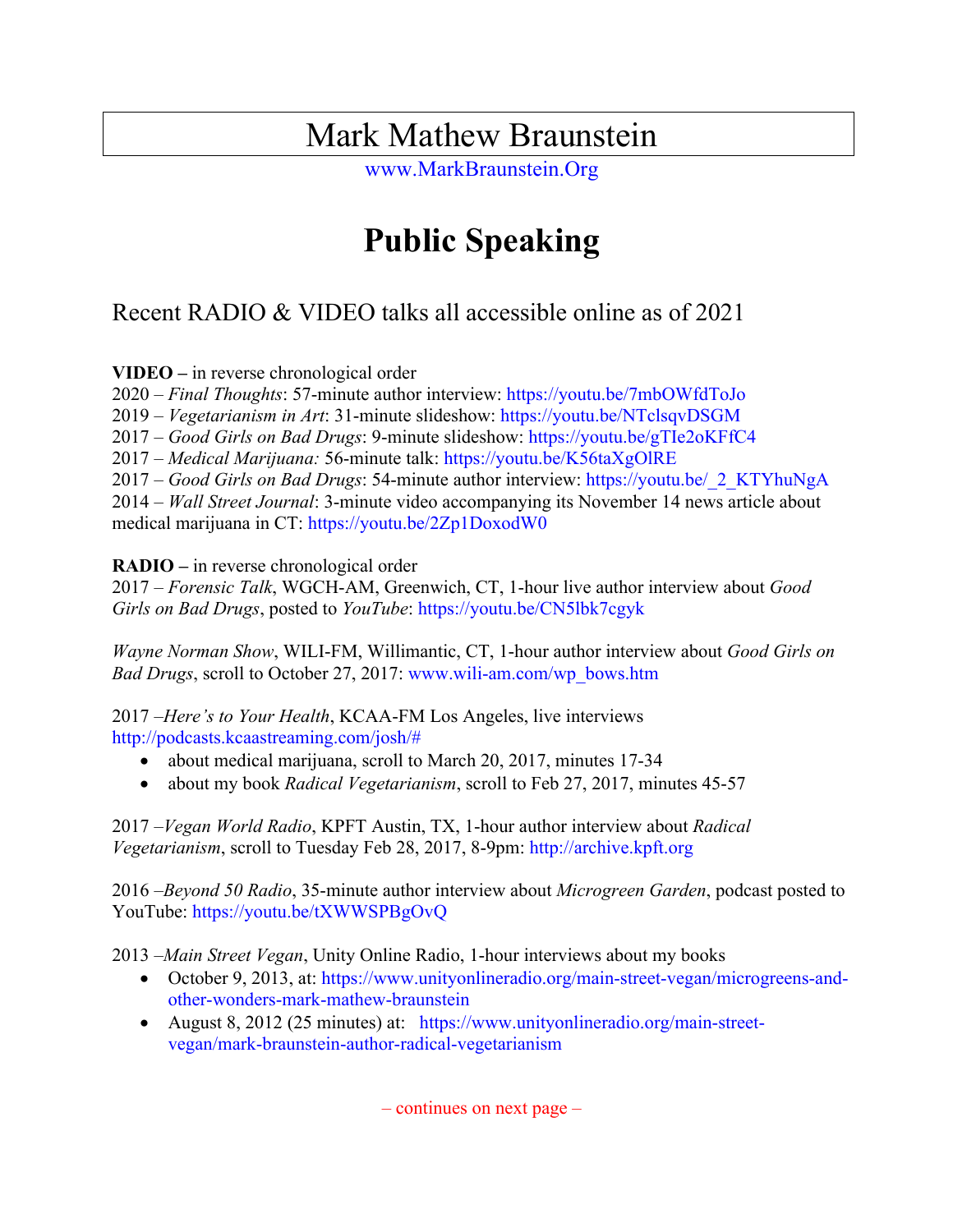# Mark Mathew Braunstein

www.MarkBraunstein.Org

## Public Software Speaking

# Mark Mathew Braunstein

www.MarkBraunstein.Org

## Public Speaking

### Recent RADIO & VIDEO talks all accessible online as of 2021

**VIDEO –** in reverse chronological order
2020 – *Final Thoughts*: 57-minute author interview: https://youtu.be/7mbOWfdToJo
2019 – *Vegetarianism in Art*: 31-minute slideshow: https://youtu.be/NTclsqvDSGM
2017 – *Good Girls on Bad Drugs*: 9-minute slideshow: https://youtu.be/gTIe2oKFfC4
2017 – *Medical Marijuana:* 56-minute talk: https://youtu.be/K56taXgOlRE
2017 – *Good Girls on Bad Drugs*: 54-minute author interview: https://youtu.be/_2_KTYhuNgA
2014 – *Wall Street Journal*: 3-minute video accompanying its November 14 news article about medical marijuana in CT: https://youtu.be/2Zp1DoxodW0

**RADIO –** in reverse chronological order
2017 – *Forensic Talk*, WGCH-AM, Greenwich, CT, 1-hour live author interview about *Good Girls on Bad Drugs*, posted to *YouTube*: https://youtu.be/CN5lbk7cgyk

*Wayne Norman Show*, WILI-FM, Willimantic, CT, 1-hour author interview about *Good Girls on Bad Drugs*, scroll to October 27, 2017: www.wili-am.com/wp_bows.htm

2017 –*Here's to Your Health*, KCAA-FM Los Angeles, live interviews http://podcasts.kcaastreaming.com/josh/#

- about medical marijuana, scroll to March 20, 2017, minutes 17-34
- about my book *Radical Vegetarianism*, scroll to Feb 27, 2017, minutes 45-57

2017 –*Vegan World Radio*, KPFT Austin, TX, 1-hour author interview about *Radical Vegetarianism*, scroll to Tuesday Feb 28, 2017, 8-9pm: http://archive.kpft.org

2016 –*Beyond 50 Radio*, 35-minute author interview about *Microgreen Garden*, podcast posted to YouTube: https://youtu.be/tXWWSPBgOvQ

2013 –*Main Street Vegan*, Unity Online Radio, 1-hour interviews about my books

- October 9, 2013, at: https://www.unityonlineradio.org/main-street-vegan/microgreens-and-other-wonders-mark-mathew-braunstein
- August 8, 2012 (25 minutes) at: https://www.unityonlineradio.org/main-street-vegan/mark-braunstein-author-radical-vegetarianism

– continues on next page –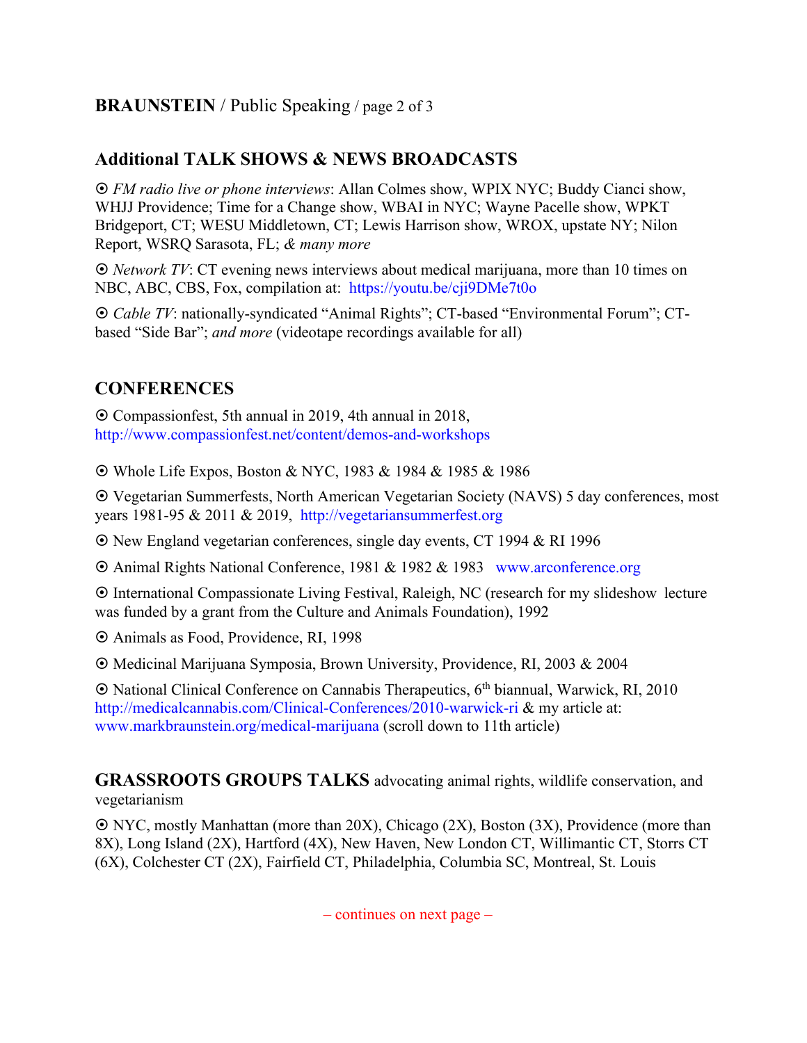## Additional TALK SHOWS & NEWS BROADCASTS

⦿ *FM radio live or phone interviews*: Allan Colmes show, WPIX NYC; Buddy Cianci show, WHJJ Providence; Time for a Change show, WBAI in NYC; Wayne Pacelle show, WPKT Bridgeport, CT; WESU Middletown, CT; Lewis Harrison show, WROX, upstate NY; Nilon Report, WSRQ Sarasota, FL; *& many more*

⦿ *Network TV*: CT evening news interviews about medical marijuana, more than 10 times on NBC, ABC, CBS, Fox, compilation at: https://youtu.be/cji9DMe7t0o

⦿ *Cable TV*: nationally-syndicated "Animal Rights"; CT-based "Environmental Forum"; CT-based "Side Bar"; *and more* (videotape recordings available for all)

## CONFERENCES

⦿ Compassionfest, 5th annual in 2019, 4th annual in 2018, http://www.compassionfest.net/content/demos-and-workshops

⦿ Whole Life Expos, Boston & NYC, 1983 & 1984 & 1985 & 1986

⦿ Vegetarian Summerfests, North American Vegetarian Society (NAVS) 5 day conferences, most years 1981-95 & 2011 & 2019, http://vegetariansummerfest.org

⦿ New England vegetarian conferences, single day events, CT 1994 & RI 1996

⦿ Animal Rights National Conference, 1981 & 1982 & 1983 www.arconference.org

⦿ International Compassionate Living Festival, Raleigh, NC (research for my slideshow lecture was funded by a grant from the Culture and Animals Foundation), 1992

⦿ Animals as Food, Providence, RI, 1998

⦿ Medicinal Marijuana Symposia, Brown University, Providence, RI, 2003 & 2004

⦿ National Clinical Conference on Cannabis Therapeutics, 6th biannual, Warwick, RI, 2010 http://medicalcannabis.com/Clinical-Conferences/2010-warwick-ri & my article at: www.markbraunstein.org/medical-marijuana (scroll down to 11th article)

## GRASSROOTS GROUPS TALKS advocating animal rights, wildlife conservation, and vegetarianism

⦿ NYC, mostly Manhattan (more than 20X), Chicago (2X), Boston (3X), Providence (more than 8X), Long Island (2X), Hartford (4X), New Haven, New London CT, Willimantic CT, Storrs CT (6X), Colchester CT (2X), Fairfield CT, Philadelphia, Columbia SC, Montreal, St. Louis

– continues on next page –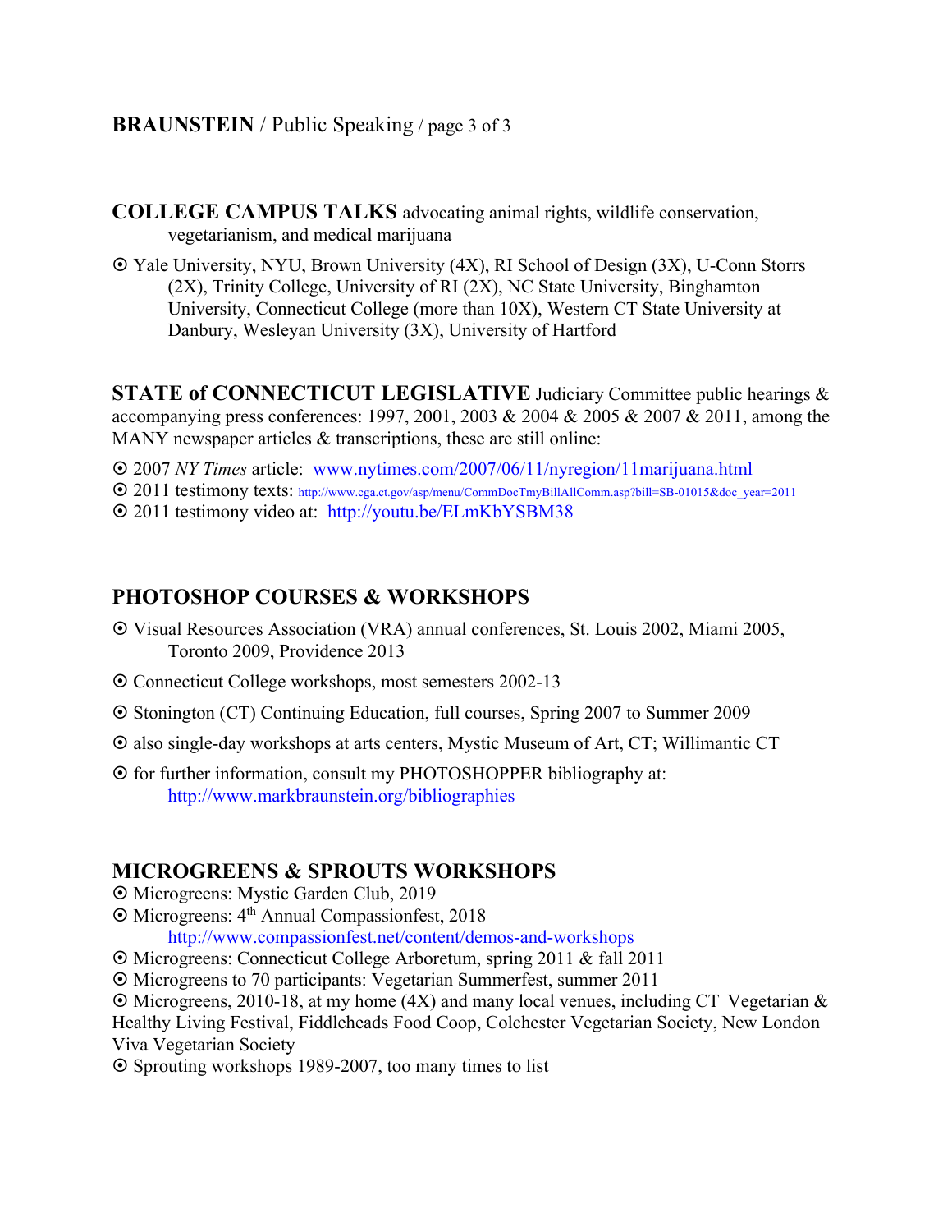**COLLEGE CAMPUS TALKS** advocating animal rights, wildlife conservation, vegetarianism, and medical marijuana

- ⦿ Yale University, NYU, Brown University (4X), RI School of Design (3X), U-Conn Storrs (2X), Trinity College, University of RI (2X), NC State University, Binghamton University, Connecticut College (more than 10X), Western CT State University at Danbury, Wesleyan University (3X), University of Hartford

**STATE of CONNECTICUT LEGISLATIVE** Judiciary Committee public hearings & accompanying press conferences: 1997, 2001, 2003 & 2004 & 2005 & 2007 & 2011, among the MANY newspaper articles & transcriptions, these are still online:

- ⦿ 2007 *NY Times* article: www.nytimes.com/2007/06/11/nyregion/11marijuana.html
- ⦿ 2011 testimony texts: http://www.cga.ct.gov/asp/menu/CommDocTmyBillAllComm.asp?bill=SB-01015&doc_year=2011
- ⦿ 2011 testimony video at: http://youtu.be/ELmKbYSBM38

## PHOTOSHOP COURSES & WORKSHOPS

- ⦿ Visual Resources Association (VRA) annual conferences, St. Louis 2002, Miami 2005, Toronto 2009, Providence 2013
- ⦿ Connecticut College workshops, most semesters 2002-13
- ⦿ Stonington (CT) Continuing Education, full courses, Spring 2007 to Summer 2009
- ⦿ also single-day workshops at arts centers, Mystic Museum of Art, CT; Willimantic CT
- ⦿ for further information, consult my PHOTOSHOPPER bibliography at: http://www.markbraunstein.org/bibliographies

## MICROGREENS & SPROUTS WORKSHOPS

- ⦿ Microgreens: Mystic Garden Club, 2019
- ⦿ Microgreens: 4th Annual Compassionfest, 2018
  http://www.compassionfest.net/content/demos-and-workshops
- ⦿ Microgreens: Connecticut College Arboretum, spring 2011 & fall 2011
- ⦿ Microgreens to 70 participants: Vegetarian Summerfest, summer 2011
- ⦿ Microgreens, 2010-18, at my home (4X) and many local venues, including CT Vegetarian & Healthy Living Festival, Fiddleheads Food Coop, Colchester Vegetarian Society, New London Viva Vegetarian Society
- ⦿ Sprouting workshops 1989-2007, too many times to list